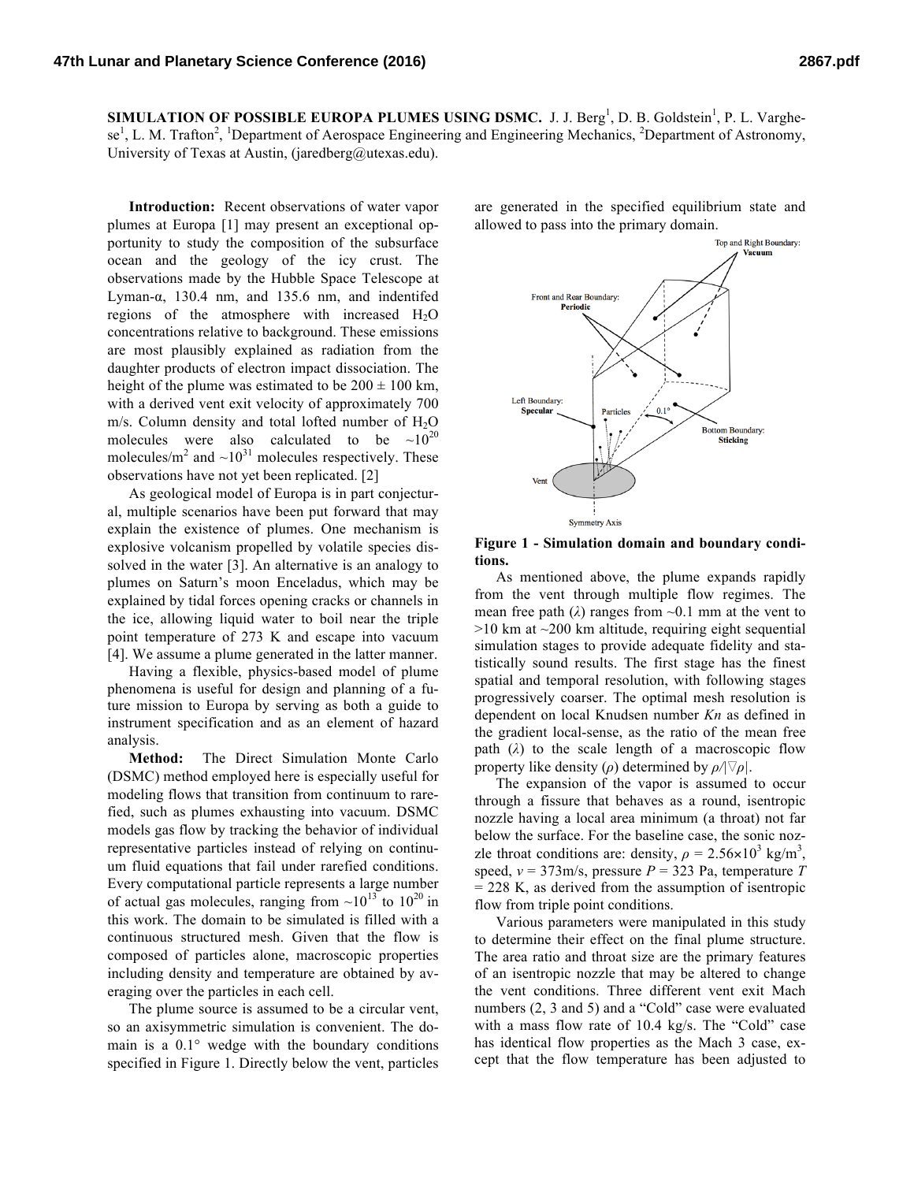# SIMULATION OF POSSIBLE EUROPA PLUMES USING DSMC.

J. J. Berg[1], D. B. Goldstein[1], P. L. Varghese[1], L. M. Trafton[2], [1]Department of Aerospace Engineering and Engineering Mechanics, [2]Department of Astronomy, University of Texas at Austin, (jaredberg@utexas.edu).

**Introduction:** Recent observations of water vapor plumes at Europa [1] may present an exceptional opportunity to study the composition of the subsurface ocean and the geology of the icy crust. The observations made by the Hubble Space Telescope at Lyman-α, 130.4 nm, and 135.6 nm, and indentifed regions of the atmosphere with increased $H_2O$ concentrations relative to background. These emissions are most plausibly explained as radiation from the daughter products of electron impact dissociation. The height of the plume was estimated to be 200 ± 100 km, with a derived vent exit velocity of approximately 700 m/s. Column density and total lofted number of $H_2O$ molecules were also calculated to be ~$10^{20}$ molecules/m$^2$ and ~$10^{31}$ molecules respectively. These observations have not yet been replicated. [2]

As geological model of Europa is in part conjectural, multiple scenarios have been put forward that may explain the existence of plumes. One mechanism is explosive volcanism propelled by volatile species dissolved in the water [3]. An alternative is an analogy to plumes on Saturn's moon Enceladus, which may be explained by tidal forces opening cracks or channels in the ice, allowing liquid water to boil near the triple point temperature of 273 K and escape into vacuum [4]. We assume a plume generated in the latter manner.

Having a flexible, physics-based model of plume phenomena is useful for design and planning of a future mission to Europa by serving as both a guide to instrument specification and as an element of hazard analysis.

**Method:** The Direct Simulation Monte Carlo (DSMC) method employed here is especially useful for modeling flows that transition from continuum to rarefied, such as plumes exhausting into vacuum. DSMC models gas flow by tracking the behavior of individual representative particles instead of relying on continuum fluid equations that fail under rarefied conditions. Every computational particle represents a large number of actual gas molecules, ranging from ~$10^{13}$ to $10^{20}$ in this work. The domain to be simulated is filled with a continuous structured mesh. Given that the flow is composed of particles alone, macroscopic properties including density and temperature are obtained by averaging over the particles in each cell.

The plume source is assumed to be a circular vent, so an axisymmetric simulation is convenient. The domain is a 0.1° wedge with the boundary conditions specified in Figure 1. Directly below the vent, particles are generated in the specified equilibrium state and allowed to pass into the primary domain.

**Figure 1 - Simulation domain and boundary conditions.**

As mentioned above, the plume expands rapidly from the vent through multiple flow regimes. The mean free path ($\lambda$) ranges from ~0.1 mm at the vent to >10 km at ~200 km altitude, requiring eight sequential simulation stages to provide adequate fidelity and statistically sound results. The first stage has the finest spatial and temporal resolution, with following stages progressively coarser. The optimal mesh resolution is dependent on local Knudsen number $Kn$ as defined in the gradient local-sense, as the ratio of the mean free path ($\lambda$) to the scale length of a macroscopic flow property like density ($\rho$) determined by $\rho/|\nabla\rho|$.

The expansion of the vapor is assumed to occur through a fissure that behaves as a round, isentropic nozzle having a local area minimum (a throat) not far below the surface. For the baseline case, the sonic nozzle throat conditions are: density, $\rho = 2.56\times10^3$ kg/m$^3$, speed, $v$ = 373m/s, pressure $P$ = 323 Pa, temperature $T$ = 228 K, as derived from the assumption of isentropic flow from triple point conditions.

Various parameters were manipulated in this study to determine their effect on the final plume structure. The area ratio and throat size are the primary features of an isentropic nozzle that may be altered to change the vent conditions. Three different vent exit Mach numbers (2, 3 and 5) and a "Cold" case were evaluated with a mass flow rate of 10.4 kg/s. The "Cold" case has identical flow properties as the Mach 3 case, except that the flow temperature has been adjusted to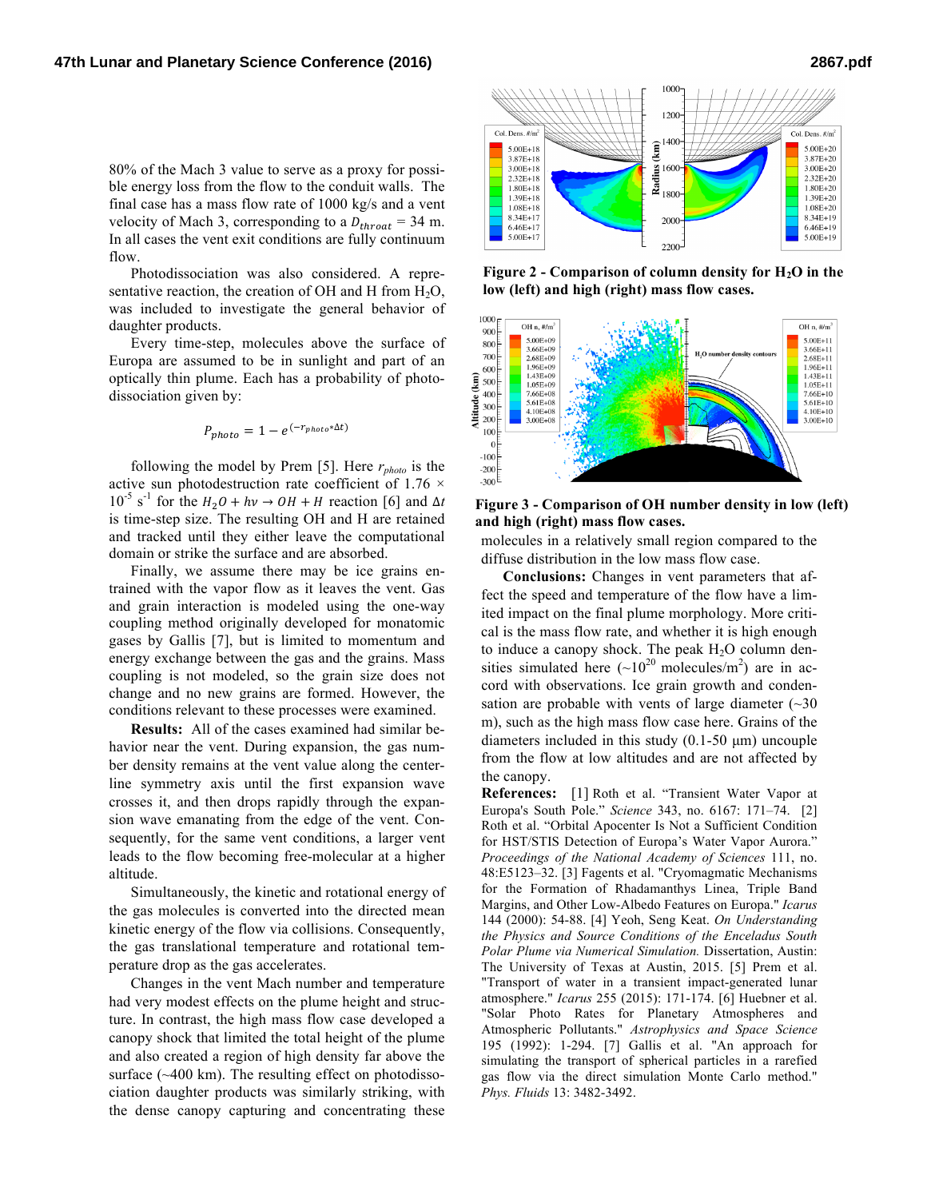80% of the Mach 3 value to serve as a proxy for possible energy loss from the flow to the conduit walls. The final case has a mass flow rate of 1000 kg/s and a vent velocity of Mach 3, corresponding to a $D_{throat}$ = 34 m. In all cases the vent exit conditions are fully continuum flow.

Photodissociation was also considered. A representative reaction, the creation of OH and H from $H_2O$, was included to investigate the general behavior of daughter products.

Every time-step, molecules above the surface of Europa are assumed to be in sunlight and part of an optically thin plume. Each has a probability of photodissociation given by:

$$P_{photo} = 1 - e^{(-r_{photo}*\Delta t)}$$

following the model by Prem [5]. Here $r_{photo}$ is the active sun photodestruction rate coefficient of $1.76 \times 10^{-5}$ $s^{-1}$ for the $H_2O + h\nu \rightarrow OH + H$ reaction [6] and $\Delta t$ is time-step size. The resulting OH and H are retained and tracked until they either leave the computational domain or strike the surface and are absorbed.

Finally, we assume there may be ice grains entrained with the vapor flow as it leaves the vent. Gas and grain interaction is modeled using the one-way coupling method originally developed for monatomic gases by Gallis [7], but is limited to momentum and energy exchange between the gas and the grains. Mass coupling is not modeled, so the grain size does not change and no new grains are formed. However, the conditions relevant to these processes were examined.

**Results:** All of the cases examined had similar behavior near the vent. During expansion, the gas number density remains at the vent value along the centerline symmetry axis until the first expansion wave crosses it, and then drops rapidly through the expansion wave emanating from the edge of the vent. Consequently, for the same vent conditions, a larger vent leads to the flow becoming free-molecular at a higher altitude.

Simultaneously, the kinetic and rotational energy of the gas molecules is converted into the directed mean kinetic energy of the flow via collisions. Consequently, the gas translational temperature and rotational temperature drop as the gas accelerates.

Changes in the vent Mach number and temperature had very modest effects on the plume height and structure. In contrast, the high mass flow case developed a canopy shock that limited the total height of the plume and also created a region of high density far above the surface (~400 km). The resulting effect on photodissociation daughter products was similarly striking, with the dense canopy capturing and concentrating these

Col. Dens. #/m²
5.00E+18
3.87E+18
3.00E+18
2.32E+18
1.80E+18
1.39E+18
1.08E+18
8.34E+17
6.46E+17
5.00E+17

Radius (km)
1000
1200
1400
1600
1800
2000
2200

Col. Dens. #/m²
5.00E+20
3.87E+20
3.00E+20
2.32E+20
1.80E+20
1.39E+20
1.08E+20
8.34E+19
6.46E+19
5.00E+19

**Figure 2 - Comparison of column density for $H_2O$ in the low (left) and high (right) mass flow cases.**

OH n, #/m³
5.00E+09
3.66E+09
2.68E+09
1.96E+09
1.43E+09
1.05E+09
7.66E+08
5.61E+08
4.10E+08
3.00E+08

Altitude (km)
1000
900
800
700
600
500
400
300
200
100
0
-100
-200
-300

$H_2O$ number density contours

OH n, #/m³
5.00E+11
3.66E+11
2.68E+11
1.96E+11
1.43E+11
1.05E+11
7.66E+10
5.61E+10
4.10E+10
3.00E+10

**Figure 3 - Comparison of OH number density in low (left) and high (right) mass flow cases.**

molecules in a relatively small region compared to the diffuse distribution in the low mass flow case.

**Conclusions:** Changes in vent parameters that affect the speed and temperature of the flow have a limited impact on the final plume morphology. More critical is the mass flow rate, and whether it is high enough to induce a canopy shock. The peak $H_2O$ column densities simulated here (~$10^{20}$ molecules/m²) are in accord with observations. Ice grain growth and condensation are probable with vents of large diameter (~30 m), such as the high mass flow case here. Grains of the diameters included in this study (0.1-50 μm) uncouple from the flow at low altitudes and are not affected by the canopy.

**References:** [1] Roth et al. "Transient Water Vapor at Europa's South Pole." *Science* 343, no. 6167: 171–74. [2] Roth et al. "Orbital Apocenter Is Not a Sufficient Condition for HST/STIS Detection of Europa's Water Vapor Aurora." *Proceedings of the National Academy of Sciences* 111, no. 48:E5123–32. [3] Fagents et al. "Cryomagmatic Mechanisms for the Formation of Rhadamanthys Linea, Triple Band Margins, and Other Low-Albedo Features on Europa." *Icarus* 144 (2000): 54-88. [4] Yeoh, Seng Keat. *On Understanding the Physics and Source Conditions of the Enceladus South Polar Plume via Numerical Simulation.* Dissertation, Austin: The University of Texas at Austin, 2015. [5] Prem et al. "Transport of water in a transient impact-generated lunar atmosphere." *Icarus* 255 (2015): 171-174. [6] Huebner et al. "Solar Photo Rates for Planetary Atmospheres and Atmospheric Pollutants." *Astrophysics and Space Science* 195 (1992): 1-294. [7] Gallis et al. "An approach for simulating the transport of spherical particles in a rarefied gas flow via the direct simulation Monte Carlo method." *Phys. Fluids* 13: 3482-3492.